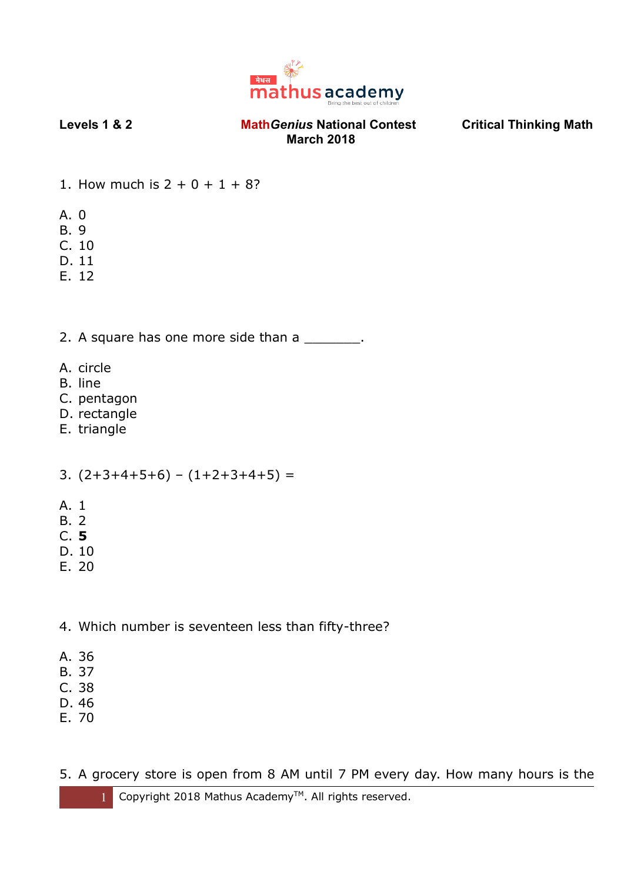**Levels 1 & 2** | **Math*Genius* National Contest March 2018** | **Critical Thinking Math**

1. How much is 2 + 0 + 1 + 8?

A. 0
B. 9
C. 10
D. 11
E. 12

2. A square has one more side than a _______.

A. circle
B. line
C. pentagon
D. rectangle
E. triangle

3. (2+3+4+5+6) – (1+2+3+4+5) =

A. 1
B. 2
C. **5**
D. 10
E. 20

4. Which number is seventeen less than fifty-three?

A. 36
B. 37
C. 38
D. 46
E. 70

5. A grocery store is open from 8 AM until 7 PM every day. How many hours is the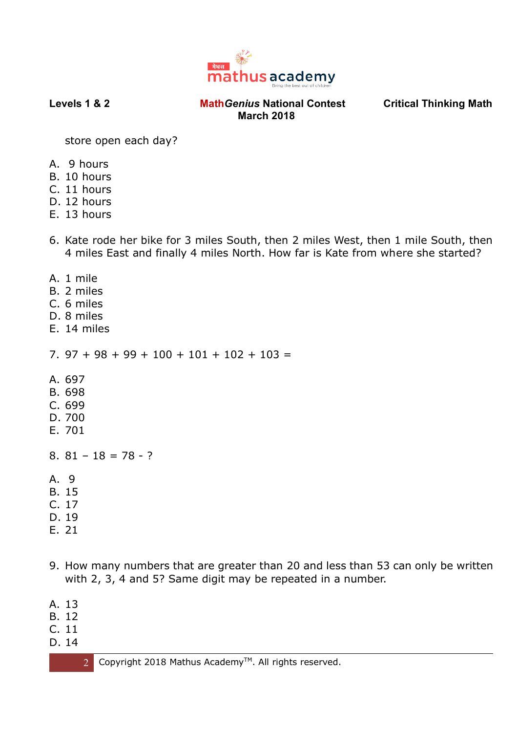store open each day?

A. 9 hours
B. 10 hours
C. 11 hours
D. 12 hours
E. 13 hours

6. Kate rode her bike for 3 miles South, then 2 miles West, then 1 mile South, then 4 miles East and finally 4 miles North. How far is Kate from where she started?

A. 1 mile
B. 2 miles
C. 6 miles
D. 8 miles
E. 14 miles

7. $97 + 98 + 99 + 100 + 101 + 102 + 103 =$

A. 697
B. 698
C. 699
D. 700
E. 701

8. $81 - 18 = 78 - ?$

A. 9
B. 15
C. 17
D. 19
E. 21

9. How many numbers that are greater than 20 and less than 53 can only be written with 2, 3, 4 and 5? Same digit may be repeated in a number.

A. 13
B. 12
C. 11
D. 14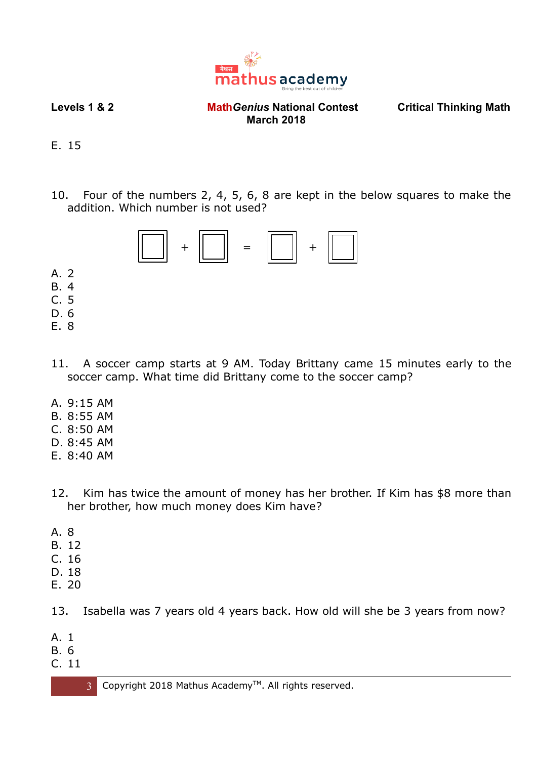E. 15

10. Four of the numbers 2, 4, 5, 6, 8 are kept in the below squares to make the addition. Which number is not used?

$$\square + \square = \square + \square$$

A. 2
B. 4
C. 5
D. 6
E. 8

11. A soccer camp starts at 9 AM. Today Brittany came 15 minutes early to the soccer camp. What time did Brittany come to the soccer camp?

A. 9:15 AM
B. 8:55 AM
C. 8:50 AM
D. 8:45 AM
E. 8:40 AM

12. Kim has twice the amount of money has her brother. If Kim has $8 more than her brother, how much money does Kim have?

A. 8
B. 12
C. 16
D. 18
E. 20

13. Isabella was 7 years old 4 years back. How old will she be 3 years from now?

A. 1
B. 6
C. 11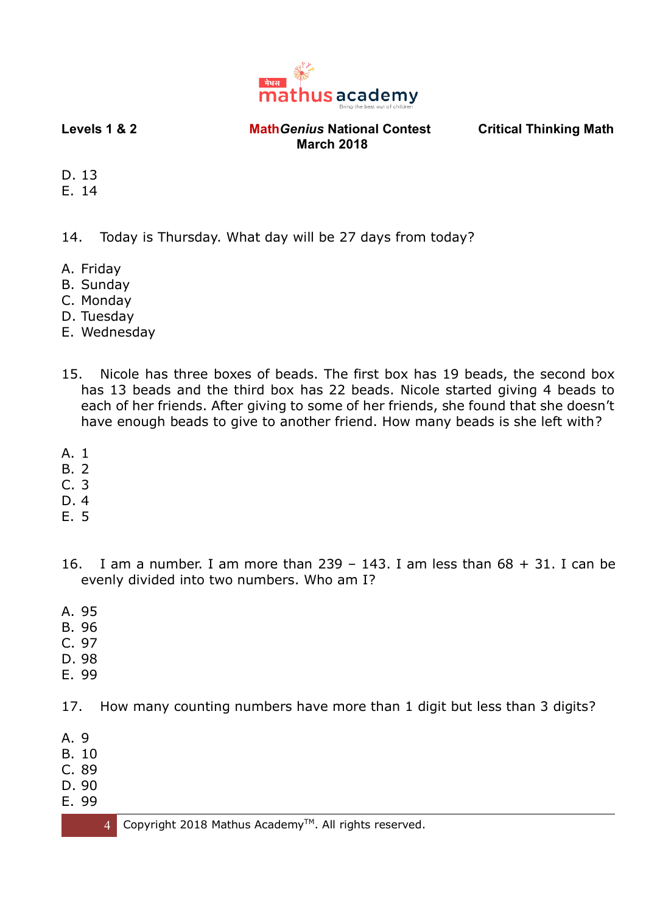D. 13
E. 14

14. Today is Thursday. What day will be 27 days from today?

A. Friday
B. Sunday
C. Monday
D. Tuesday
E. Wednesday

15. Nicole has three boxes of beads. The first box has 19 beads, the second box has 13 beads and the third box has 22 beads. Nicole started giving 4 beads to each of her friends. After giving to some of her friends, she found that she doesn't have enough beads to give to another friend. How many beads is she left with?

A. 1
B. 2
C. 3
D. 4
E. 5

16. I am a number. I am more than 239 – 143. I am less than 68 + 31. I can be evenly divided into two numbers. Who am I?

A. 95
B. 96
C. 97
D. 98
E. 99

17. How many counting numbers have more than 1 digit but less than 3 digits?

A. 9
B. 10
C. 89
D. 90
E. 99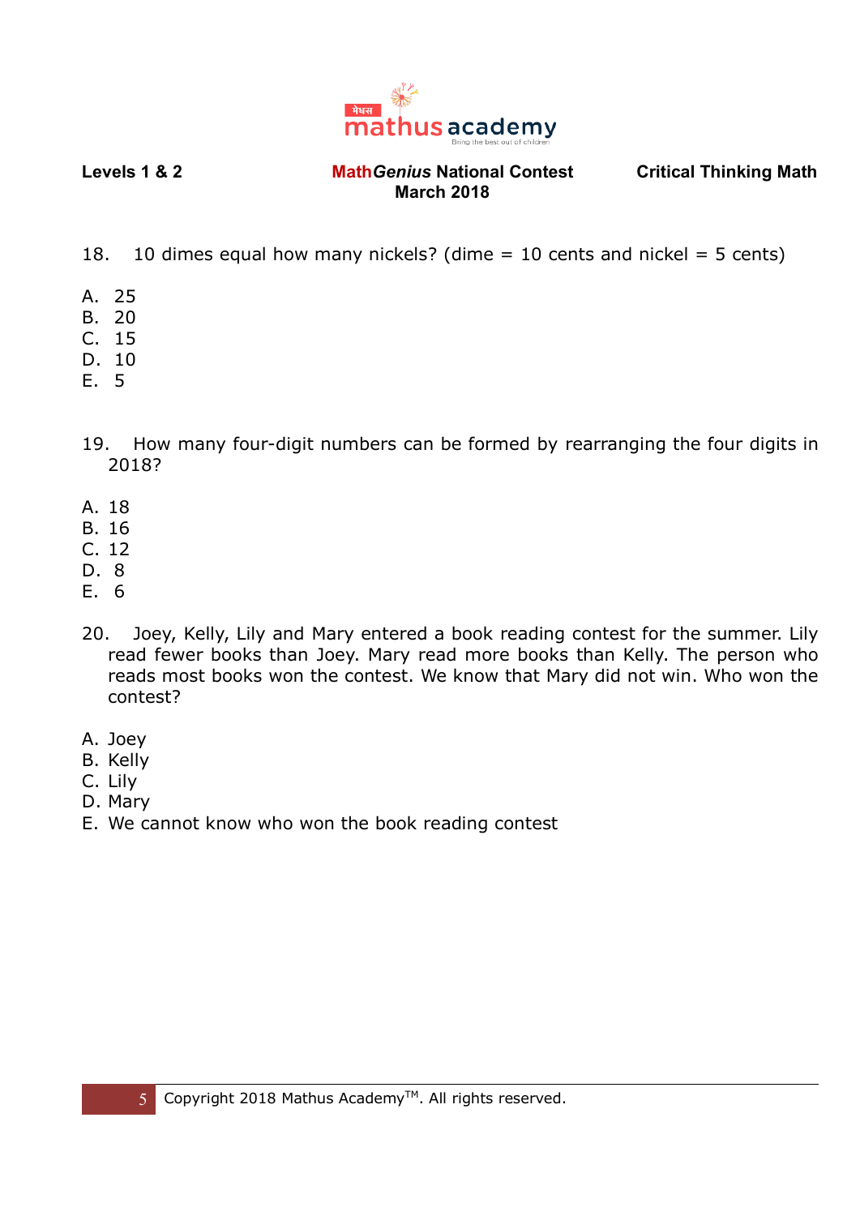18. 10 dimes equal how many nickels? (dime = 10 cents and nickel = 5 cents)

A. 25
B. 20
C. 15
D. 10
E. 5

19. How many four-digit numbers can be formed by rearranging the four digits in 2018?

A. 18
B. 16
C. 12
D. 8
E. 6

20. Joey, Kelly, Lily and Mary entered a book reading contest for the summer. Lily read fewer books than Joey. Mary read more books than Kelly. The person who reads most books won the contest. We know that Mary did not win. Who won the contest?

A. Joey
B. Kelly
C. Lily
D. Mary
E. We cannot know who won the book reading contest